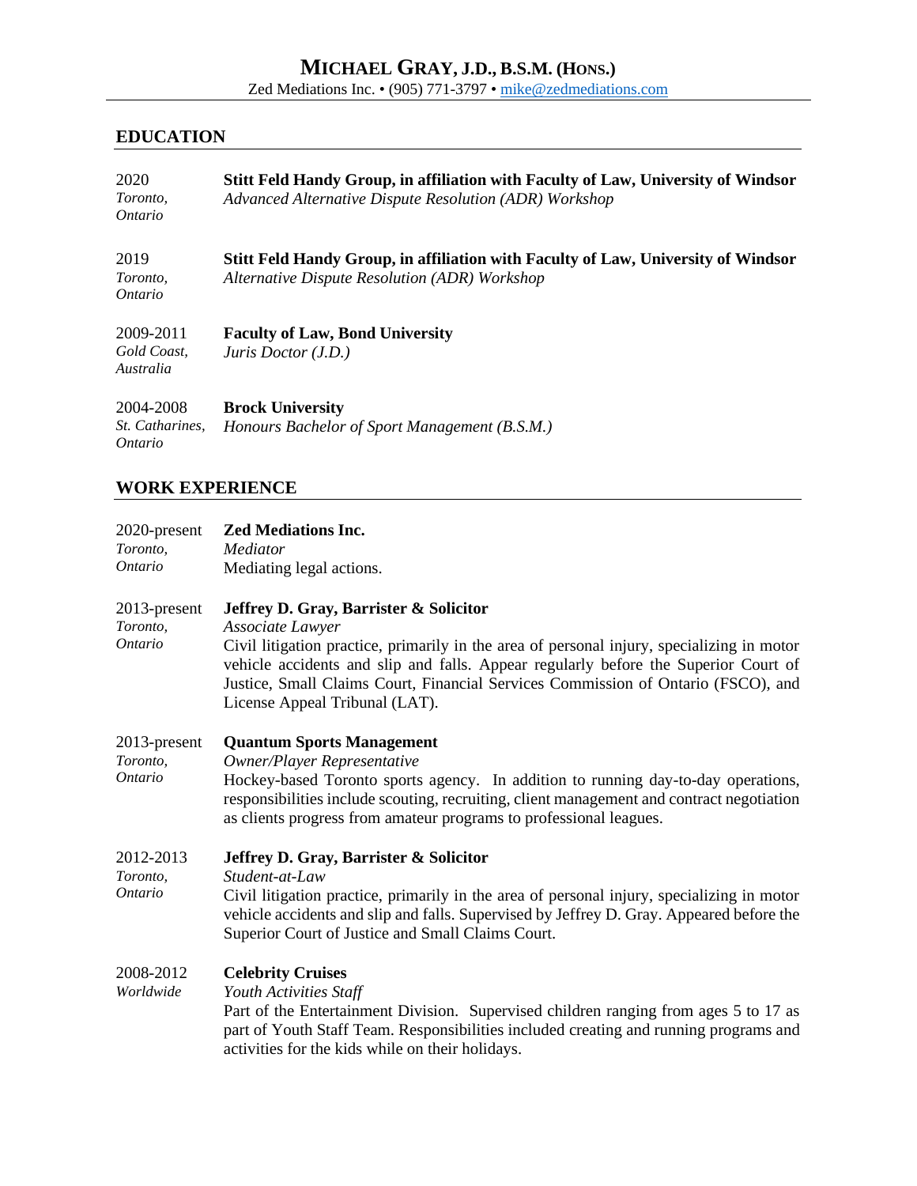# Michael Gray, J.D., B.S.M. (Hons.)

Zed Mediations Inc. • (905) 771-3797 • mike@zedmediations.com

## EDUCATION

2020
*Toronto, Ontario*
**Stitt Feld Handy Group, in affiliation with Faculty of Law, University of Windsor**
*Advanced Alternative Dispute Resolution (ADR) Workshop*

2019
*Toronto, Ontario*
**Stitt Feld Handy Group, in affiliation with Faculty of Law, University of Windsor**
*Alternative Dispute Resolution (ADR) Workshop*

2009-2011
*Gold Coast, Australia*
**Faculty of Law, Bond University**
*Juris Doctor (J.D.)*

2004-2008
*St. Catharines, Ontario*
**Brock University**
*Honours Bachelor of Sport Management (B.S.M.)*

## WORK EXPERIENCE

2020-present
*Toronto, Ontario*
**Zed Mediations Inc.**
*Mediator*
Mediating legal actions.

2013-present
*Toronto, Ontario*
**Jeffrey D. Gray, Barrister & Solicitor**
*Associate Lawyer*
Civil litigation practice, primarily in the area of personal injury, specializing in motor vehicle accidents and slip and falls. Appear regularly before the Superior Court of Justice, Small Claims Court, Financial Services Commission of Ontario (FSCO), and License Appeal Tribunal (LAT).

2013-present
*Toronto, Ontario*
**Quantum Sports Management**
*Owner/Player Representative*
Hockey-based Toronto sports agency. In addition to running day-to-day operations, responsibilities include scouting, recruiting, client management and contract negotiation as clients progress from amateur programs to professional leagues.

2012-2013
*Toronto, Ontario*
**Jeffrey D. Gray, Barrister & Solicitor**
*Student-at-Law*
Civil litigation practice, primarily in the area of personal injury, specializing in motor vehicle accidents and slip and falls. Supervised by Jeffrey D. Gray. Appeared before the Superior Court of Justice and Small Claims Court.

2008-2012
*Worldwide*
**Celebrity Cruises**
*Youth Activities Staff*
Part of the Entertainment Division. Supervised children ranging from ages 5 to 17 as part of Youth Staff Team. Responsibilities included creating and running programs and activities for the kids while on their holidays.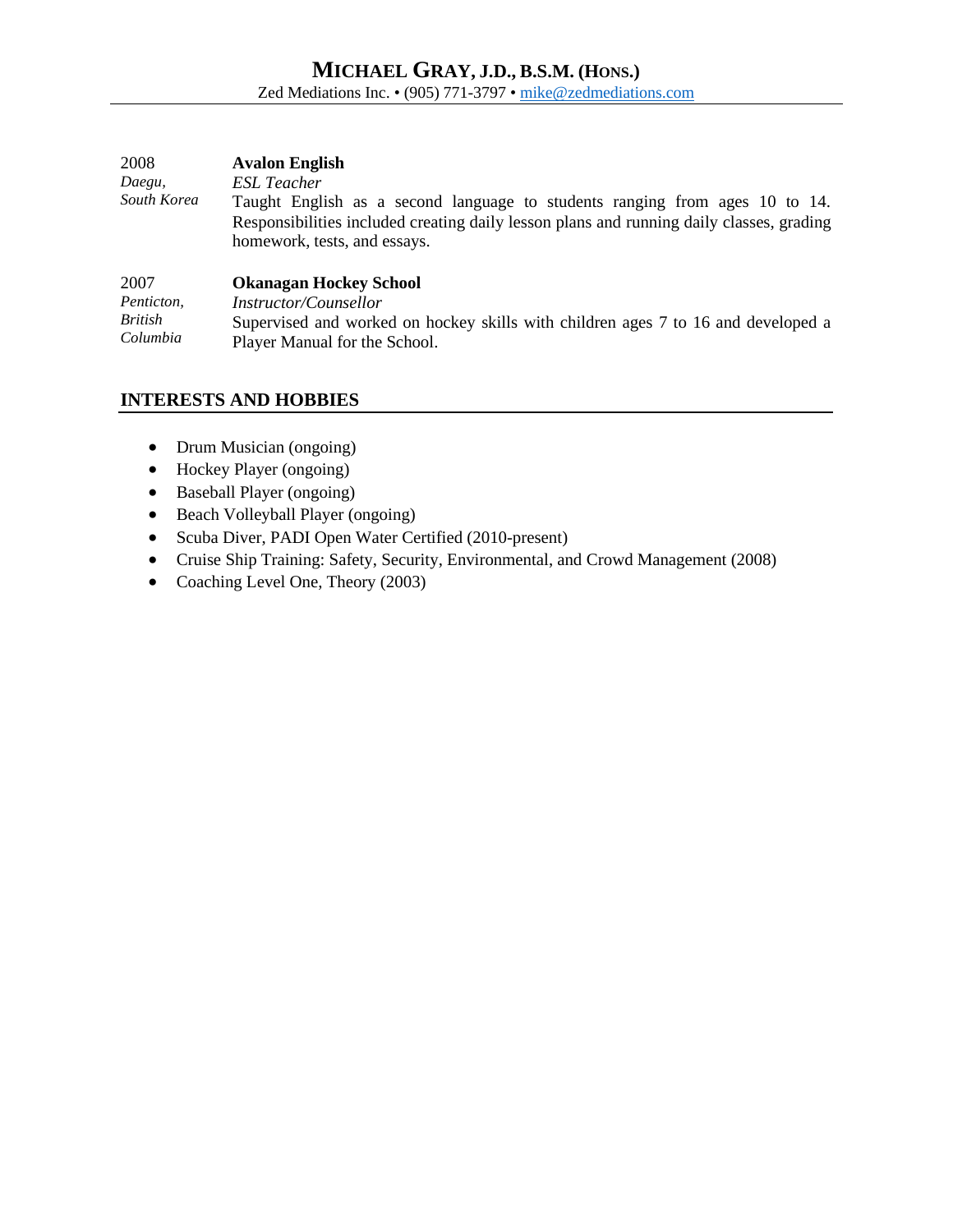# MICHAEL GRAY, J.D., B.S.M. (HONS.)

Zed Mediations Inc. • (905) 771-3797 • mike@zedmediations.com

2008 — *Daegu, South Korea*
**Avalon English**
*ESL Teacher*
Taught English as a second language to students ranging from ages 10 to 14. Responsibilities included creating daily lesson plans and running daily classes, grading homework, tests, and essays.

2007 — *Penticton, British Columbia*
**Okanagan Hockey School**
*Instructor/Counsellor*
Supervised and worked on hockey skills with children ages 7 to 16 and developed a Player Manual for the School.

## INTERESTS AND HOBBIES

- Drum Musician (ongoing)
- Hockey Player (ongoing)
- Baseball Player (ongoing)
- Beach Volleyball Player (ongoing)
- Scuba Diver, PADI Open Water Certified (2010-present)
- Cruise Ship Training: Safety, Security, Environmental, and Crowd Management (2008)
- Coaching Level One, Theory (2003)